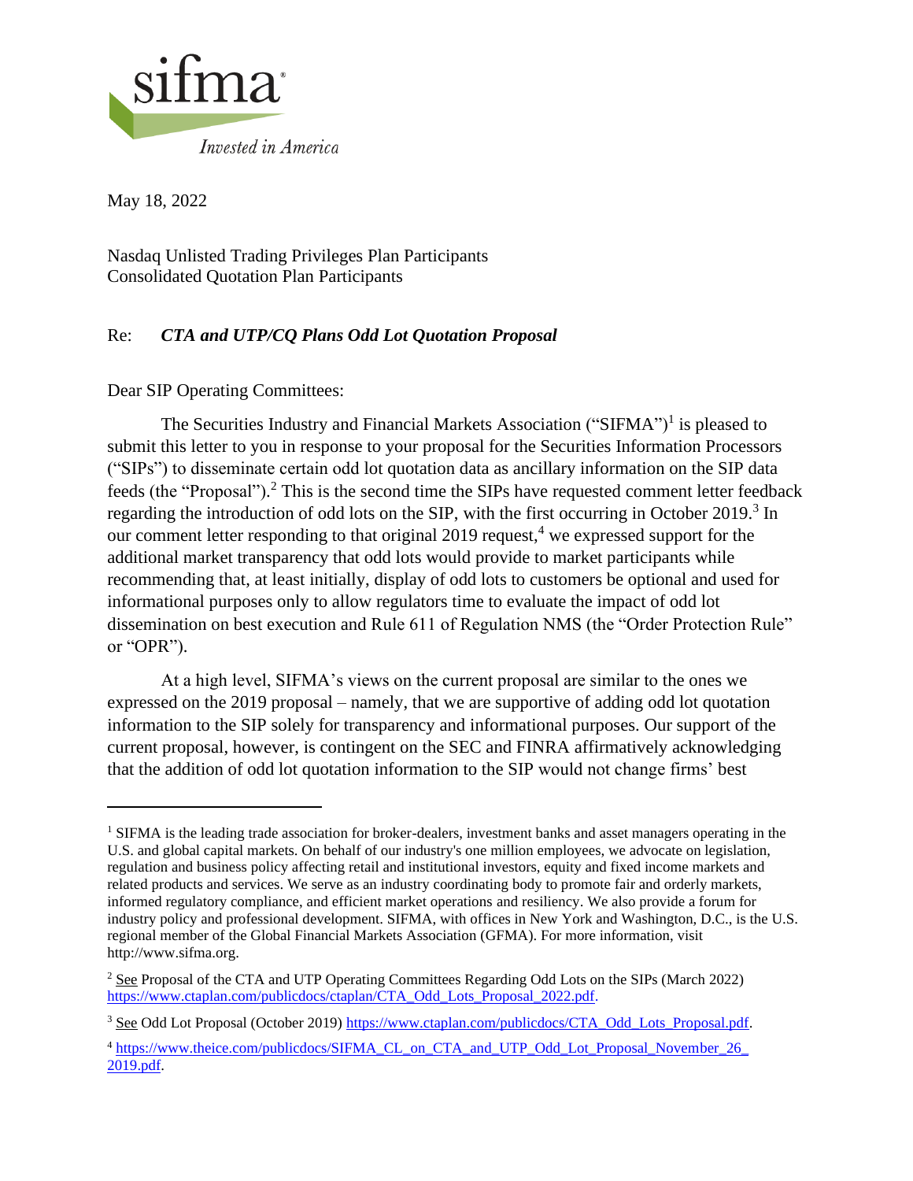sifma

*Invested in America*

May 18, 2022

Nasdaq Unlisted Trading Privileges Plan Participants
Consolidated Quotation Plan Participants

Re: ***CTA and UTP/CQ Plans Odd Lot Quotation Proposal***

Dear SIP Operating Committees:

The Securities Industry and Financial Markets Association ("SIFMA")[1] is pleased to submit this letter to you in response to your proposal for the Securities Information Processors ("SIPs") to disseminate certain odd lot quotation data as ancillary information on the SIP data feeds (the "Proposal").[2] This is the second time the SIPs have requested comment letter feedback regarding the introduction of odd lots on the SIP, with the first occurring in October 2019.[3] In our comment letter responding to that original 2019 request,[4] we expressed support for the additional market transparency that odd lots would provide to market participants while recommending that, at least initially, display of odd lots to customers be optional and used for informational purposes only to allow regulators time to evaluate the impact of odd lot dissemination on best execution and Rule 611 of Regulation NMS (the "Order Protection Rule" or "OPR").

At a high level, SIFMA's views on the current proposal are similar to the ones we expressed on the 2019 proposal – namely, that we are supportive of adding odd lot quotation information to the SIP solely for transparency and informational purposes. Our support of the current proposal, however, is contingent on the SEC and FINRA affirmatively acknowledging that the addition of odd lot quotation information to the SIP would not change firms' best

---

[1] SIFMA is the leading trade association for broker-dealers, investment banks and asset managers operating in the U.S. and global capital markets. On behalf of our industry's one million employees, we advocate on legislation, regulation and business policy affecting retail and institutional investors, equity and fixed income markets and related products and services. We serve as an industry coordinating body to promote fair and orderly markets, informed regulatory compliance, and efficient market operations and resiliency. We also provide a forum for industry policy and professional development. SIFMA, with offices in New York and Washington, D.C., is the U.S. regional member of the Global Financial Markets Association (GFMA). For more information, visit http://www.sifma.org.

[2] See Proposal of the CTA and UTP Operating Committees Regarding Odd Lots on the SIPs (March 2022) https://www.ctaplan.com/publicdocs/ctaplan/CTA_Odd_Lots_Proposal_2022.pdf.

[3] See Odd Lot Proposal (October 2019) https://www.ctaplan.com/publicdocs/CTA_Odd_Lots_Proposal.pdf.

[4] https://www.theice.com/publicdocs/SIFMA_CL_on_CTA_and_UTP_Odd_Lot_Proposal_November_26_2019.pdf.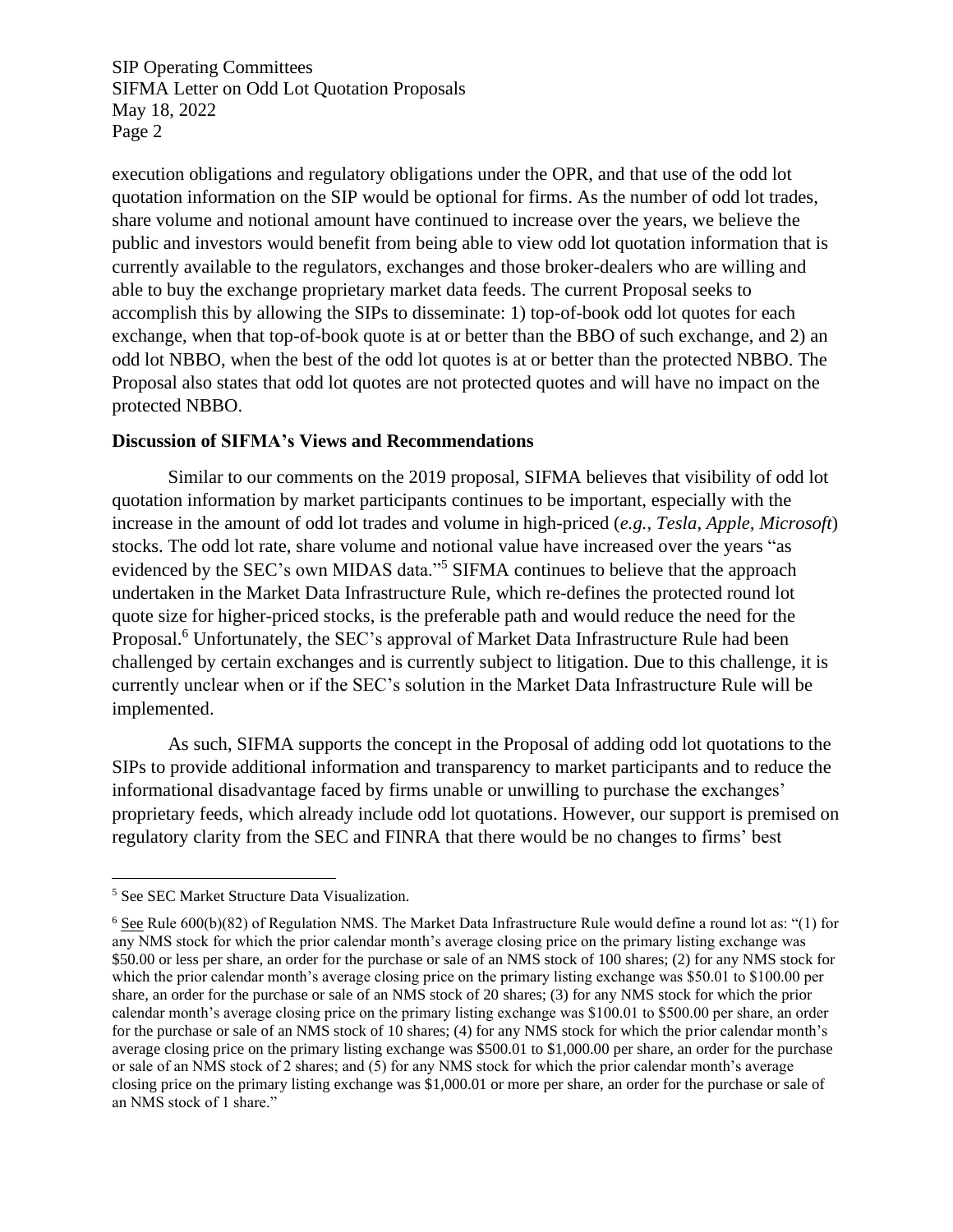execution obligations and regulatory obligations under the OPR, and that use of the odd lot quotation information on the SIP would be optional for firms. As the number of odd lot trades, share volume and notional amount have continued to increase over the years, we believe the public and investors would benefit from being able to view odd lot quotation information that is currently available to the regulators, exchanges and those broker-dealers who are willing and able to buy the exchange proprietary market data feeds. The current Proposal seeks to accomplish this by allowing the SIPs to disseminate: 1) top-of-book odd lot quotes for each exchange, when that top-of-book quote is at or better than the BBO of such exchange, and 2) an odd lot NBBO, when the best of the odd lot quotes is at or better than the protected NBBO. The Proposal also states that odd lot quotes are not protected quotes and will have no impact on the protected NBBO.

**Discussion of SIFMA's Views and Recommendations**

Similar to our comments on the 2019 proposal, SIFMA believes that visibility of odd lot quotation information by market participants continues to be important, especially with the increase in the amount of odd lot trades and volume in high-priced (*e.g., Tesla, Apple, Microsoft*) stocks. The odd lot rate, share volume and notional value have increased over the years "as evidenced by the SEC's own MIDAS data."[5] SIFMA continues to believe that the approach undertaken in the Market Data Infrastructure Rule, which re-defines the protected round lot quote size for higher-priced stocks, is the preferable path and would reduce the need for the Proposal.[6] Unfortunately, the SEC's approval of Market Data Infrastructure Rule had been challenged by certain exchanges and is currently subject to litigation. Due to this challenge, it is currently unclear when or if the SEC's solution in the Market Data Infrastructure Rule will be implemented.

As such, SIFMA supports the concept in the Proposal of adding odd lot quotations to the SIPs to provide additional information and transparency to market participants and to reduce the informational disadvantage faced by firms unable or unwilling to purchase the exchanges' proprietary feeds, which already include odd lot quotations. However, our support is premised on regulatory clarity from the SEC and FINRA that there would be no changes to firms' best

---

[5] See SEC Market Structure Data Visualization.

[6] See Rule 600(b)(82) of Regulation NMS. The Market Data Infrastructure Rule would define a round lot as: "(1) for any NMS stock for which the prior calendar month's average closing price on the primary listing exchange was \$50.00 or less per share, an order for the purchase or sale of an NMS stock of 100 shares; (2) for any NMS stock for which the prior calendar month's average closing price on the primary listing exchange was \$50.01 to \$100.00 per share, an order for the purchase or sale of an NMS stock of 20 shares; (3) for any NMS stock for which the prior calendar month's average closing price on the primary listing exchange was \$100.01 to \$500.00 per share, an order for the purchase or sale of an NMS stock of 10 shares; (4) for any NMS stock for which the prior calendar month's average closing price on the primary listing exchange was \$500.01 to \$1,000.00 per share, an order for the purchase or sale of an NMS stock of 2 shares; and (5) for any NMS stock for which the prior calendar month's average closing price on the primary listing exchange was \$1,000.01 or more per share, an order for the purchase or sale of an NMS stock of 1 share."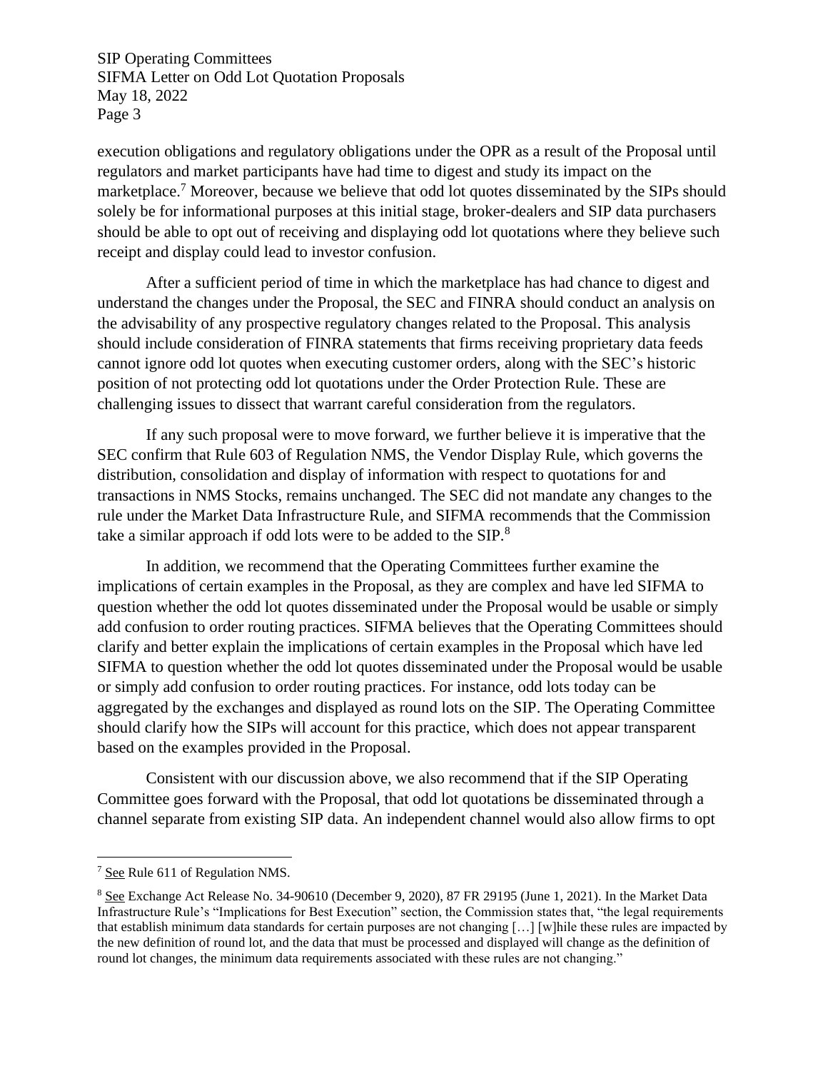execution obligations and regulatory obligations under the OPR as a result of the Proposal until regulators and market participants have had time to digest and study its impact on the marketplace.[7] Moreover, because we believe that odd lot quotes disseminated by the SIPs should solely be for informational purposes at this initial stage, broker-dealers and SIP data purchasers should be able to opt out of receiving and displaying odd lot quotations where they believe such receipt and display could lead to investor confusion.

After a sufficient period of time in which the marketplace has had chance to digest and understand the changes under the Proposal, the SEC and FINRA should conduct an analysis on the advisability of any prospective regulatory changes related to the Proposal. This analysis should include consideration of FINRA statements that firms receiving proprietary data feeds cannot ignore odd lot quotes when executing customer orders, along with the SEC's historic position of not protecting odd lot quotations under the Order Protection Rule. These are challenging issues to dissect that warrant careful consideration from the regulators.

If any such proposal were to move forward, we further believe it is imperative that the SEC confirm that Rule 603 of Regulation NMS, the Vendor Display Rule, which governs the distribution, consolidation and display of information with respect to quotations for and transactions in NMS Stocks, remains unchanged. The SEC did not mandate any changes to the rule under the Market Data Infrastructure Rule, and SIFMA recommends that the Commission take a similar approach if odd lots were to be added to the SIP.[8]

In addition, we recommend that the Operating Committees further examine the implications of certain examples in the Proposal, as they are complex and have led SIFMA to question whether the odd lot quotes disseminated under the Proposal would be usable or simply add confusion to order routing practices. SIFMA believes that the Operating Committees should clarify and better explain the implications of certain examples in the Proposal which have led SIFMA to question whether the odd lot quotes disseminated under the Proposal would be usable or simply add confusion to order routing practices. For instance, odd lots today can be aggregated by the exchanges and displayed as round lots on the SIP. The Operating Committee should clarify how the SIPs will account for this practice, which does not appear transparent based on the examples provided in the Proposal.

Consistent with our discussion above, we also recommend that if the SIP Operating Committee goes forward with the Proposal, that odd lot quotations be disseminated through a channel separate from existing SIP data. An independent channel would also allow firms to opt

---

[7] See Rule 611 of Regulation NMS.

[8] See Exchange Act Release No. 34-90610 (December 9, 2020), 87 FR 29195 (June 1, 2021). In the Market Data Infrastructure Rule's "Implications for Best Execution" section, the Commission states that, "the legal requirements that establish minimum data standards for certain purposes are not changing […] [w]hile these rules are impacted by the new definition of round lot, and the data that must be processed and displayed will change as the definition of round lot changes, the minimum data requirements associated with these rules are not changing."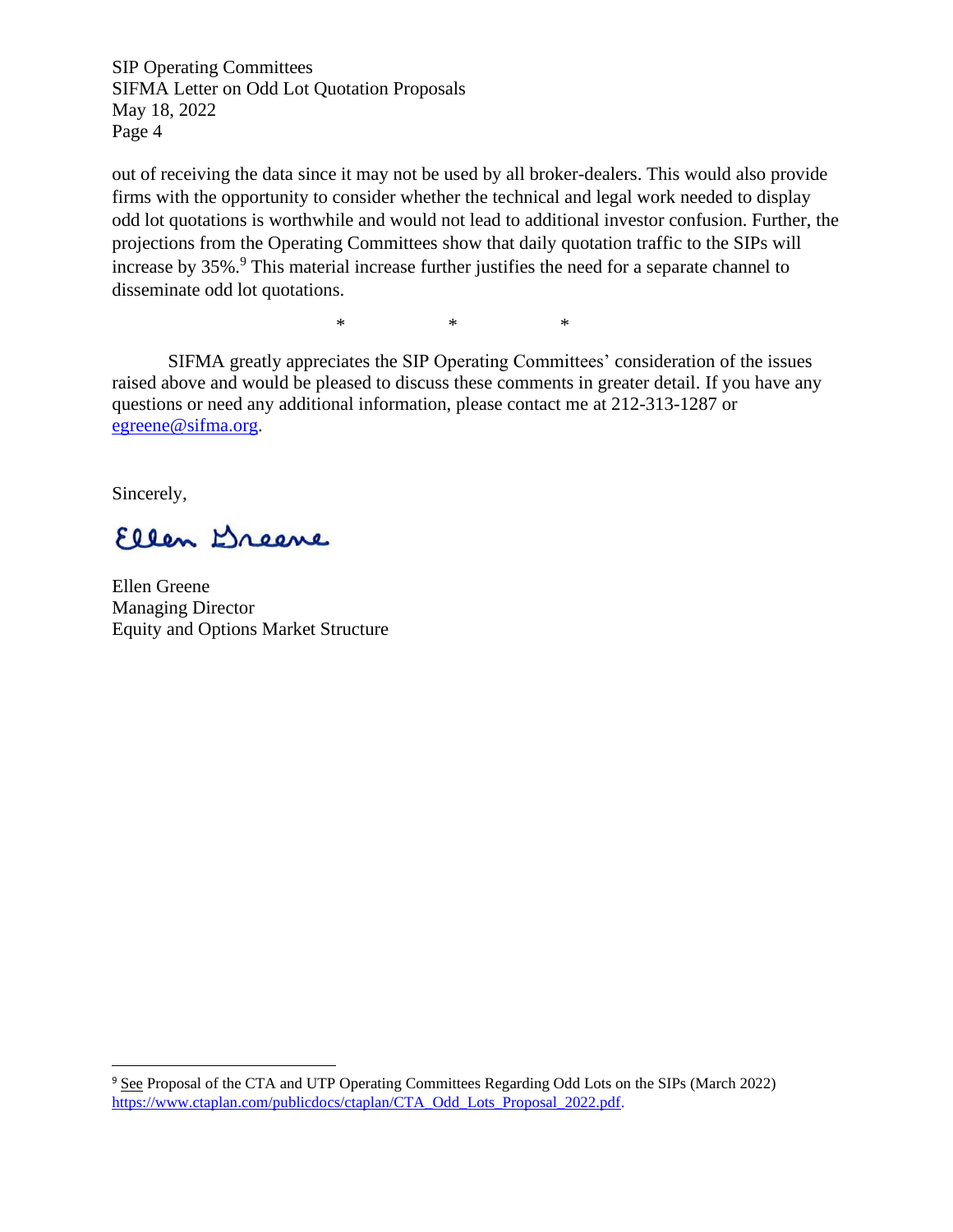out of receiving the data since it may not be used by all broker-dealers. This would also provide firms with the opportunity to consider whether the technical and legal work needed to display odd lot quotations is worthwhile and would not lead to additional investor confusion. Further, the projections from the Operating Committees show that daily quotation traffic to the SIPs will increase by 35%.[9] This material increase further justifies the need for a separate channel to disseminate odd lot quotations.

\* \* \*

SIFMA greatly appreciates the SIP Operating Committees' consideration of the issues raised above and would be pleased to discuss these comments in greater detail. If you have any questions or need any additional information, please contact me at 212-313-1287 or egreene@sifma.org.

Sincerely,

Ellen Greene

Ellen Greene
Managing Director
Equity and Options Market Structure

---

[9] See Proposal of the CTA and UTP Operating Committees Regarding Odd Lots on the SIPs (March 2022) https://www.ctaplan.com/publicdocs/ctaplan/CTA_Odd_Lots_Proposal_2022.pdf.